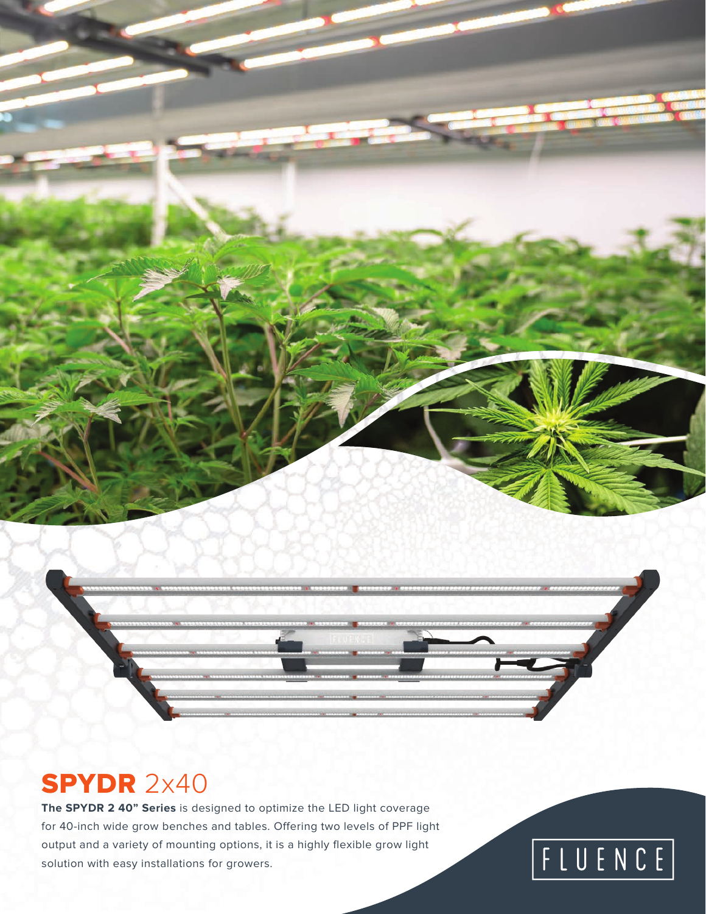# **SPYDR** 2x40

**The SPYDR 2 40" Series** is designed to optimize the LED light coverage for 40-inch wide grow benches and tables. Offering two levels of PPF light output and a variety of mounting options, it is a highly flexible grow light solution with easy installations for growers.

FLUENCE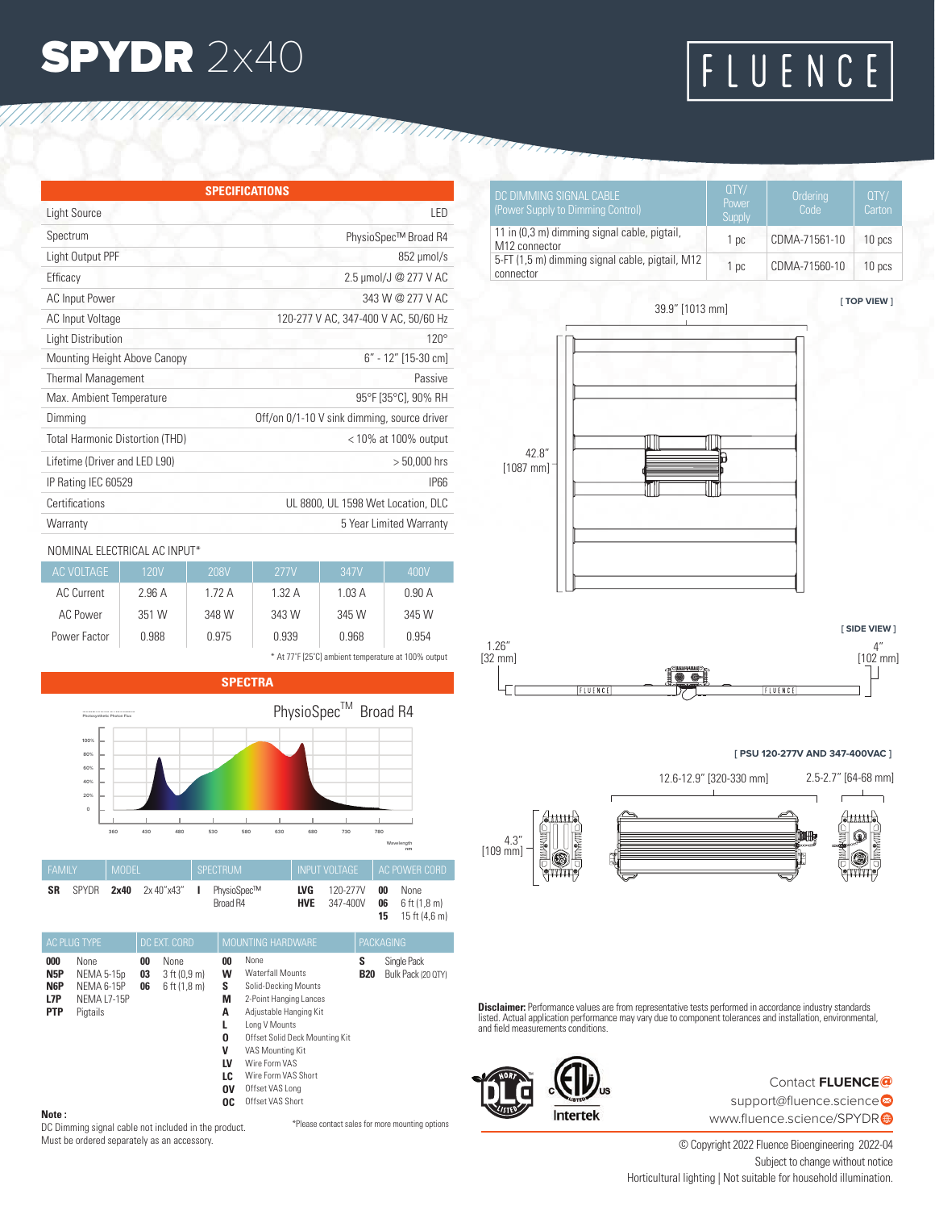# SPYDR 2x40

FLUENCE

## SPECIFICATIONS

| | |
|---|---|
| Light Source | LED |
| Spectrum | PhysioSpec™ Broad R4 |
| Light Output PPF | 852 µmol/s |
| Efficacy | 2.5 µmol/J @ 277 V AC |
| AC Input Power | 343 W @ 277 V AC |
| AC Input Voltage | 120-277 V AC, 347-400 V AC, 50/60 Hz |
| Light Distribution | 120° |
| Mounting Height Above Canopy | 6" - 12" [15-30 cm] |
| Thermal Management | Passive |
| Max. Ambient Temperature | 95°F [35°C], 90% RH |
| Dimming | Off/on 0/1-10 V sink dimming, source driver |
| Total Harmonic Distortion (THD) | < 10% at 100% output |
| Lifetime (Driver and LED L90) | > 50,000 hrs |
| IP Rating IEC 60529 | IP66 |
| Certifications | UL 8800, UL 1598 Wet Location, DLC |
| Warranty | 5 Year Limited Warranty |

NOMINAL ELECTRICAL AC INPUT*

| AC VOLTAGE | 120V | 208V | 277V | 347V | 400V |
|---|---|---|---|---|---|
| AC Current | 2.96 A | 1.72 A | 1.32 A | 1.03 A | 0.90 A |
| AC Power | 351 W | 348 W | 343 W | 345 W | 345 W |
| Power Factor | 0.988 | 0.975 | 0.939 | 0.968 | 0.954 |

* At 77°F [25°C] ambient temperature at 100% output

## SPECTRA

Photosynthetic Photon Flux

PhysioSpec™ Broad R4

100%
80%
60%
40%
20%
0

360 430 480 530 580 630 680 730 780

Wavelength nm

| FAMILY | | MODEL | | SPECTRUM | | INPUT VOLTAGE | | AC POWER CORD | |
|---|---|---|---|---|---|---|---|---|---|
| SR | SPYDR | 2x40 | 2x 40"x43" | I | PhysioSpec™ Broad R4 | LVG | 120-277V | 00 | None |
| | | | | | | HVE | 347-400V | 06 | 6 ft (1,8 m) |
| | | | | | | | | 15 | 15 ft (4,6 m) |

| AC PLUG TYPE | | DC EXT. CORD | | MOUNTING HARDWARE | | PACKAGING | |
|---|---|---|---|---|---|---|---|
| 000 | None | 00 | None | 00 | None | S | Single Pack |
| N5P | NEMA 5-15p | 03 | 3 ft (0,9 m) | W | Waterfall Mounts | B20 | Bulk Pack (20 QTY) |
| N6P | NEMA 6-15P | 06 | 6 ft (1,8 m) | S | Solid-Decking Mounts | | |
| L7P | NEMA L7-15P | | | P | 2-Point Hanging Lances | | |
| PTP | Pigtails | | | A | Adjustable Hanging Kit | | |
| | | | | L | Long V Mounts | | |
| | | | | O | Offset Solid Deck Mounting Kit | | |
| | | | | V | VAS Mounting Kit | | |
| | | | | LV | Wire Form VAS | | |
| | | | | LC | Wire Form VAS Short | | |
| | | | | OV | Offset VAS Long | | |
| | | | | OC | Offset VAS Short | | |

*Please contact sales for more mounting options

**Note :**
DC Dimming signal cable not included in the product.
Must be ordered separately as an accessory.

| DC DIMMING SIGNAL CABLE (Power Supply to Dimming Control) | QTY/ Power Supply | Ordering Code | QTY/ Carton |
|---|---|---|---|
| 11 in (0,3 m) dimming signal cable, pigtail, M12 connector | 1 pc | CDMA-71561-10 | 10 pcs |
| 5-FT (1,5 m) dimming signal cable, pigtail, M12 connector | 1 pc | CDMA-71560-10 | 10 pcs |

[ TOP VIEW ]

39.9" [1013 mm]

42.8" [1087 mm]

[ SIDE VIEW ]

1.26" [32 mm]

4" [102 mm]

[ PSU 120-277V AND 347-400VAC ]

12.6-12.9" [320-330 mm]

2.5-2.7" [64-68 mm]

4.3" [109 mm]

**Disclaimer:** Performance values are from representative tests performed in accordance industry standards listed. Actual application performance may vary due to component tolerances and installation, environmental, and field measurements conditions.

Contact **FLUENCE**
support@fluence.science
www.fluence.science/SPYDR

© Copyright 2022 Fluence Bioengineering 2022-04
Subject to change without notice
Horticultural lighting | Not suitable for household illumination.